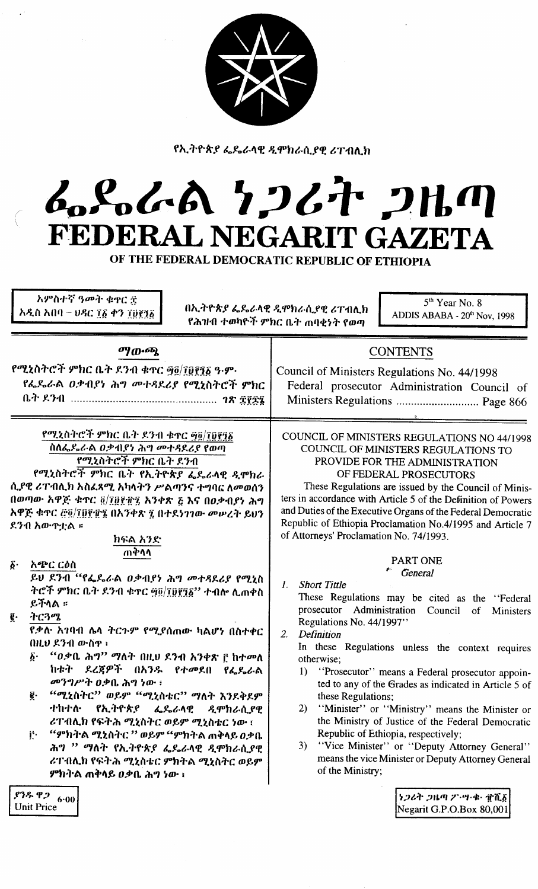የኢትዮጵያ ፌዴራላዊ ዲሞክራሲያዊ ሪፐብሊክ

# ፌዴራል ነጋሪት ጋዜጣ
# FEDERAL NEGARIT GAZETA
## OF THE FEDERAL DEMOCRATIC REPUBLIC OF ETHIOPIA

| አምስተኛ ዓመት ቁጥር ፰ አዲስ አበባ – ህዳር ፲፩ ቀን ፲፱፻፺፩ | በኢትዮጵያ ፌዴራላዊ ዲሞክራሲያዊ ሪፐብሊክ የሕዝብ ተወካዮች ምክር ቤት ጠባቂነት የወጣ | 5th Year No. 8 ADDIS ABABA - 20th Nov, 1998 |
|---|---|---|

## ማውጫ

የሚኒስትሮች ምክር ቤት ደንብ ቁጥር ፵፬/፲፱፻፺፩ ዓ.ም.
የፌዴራል ዐቃብያነ ሕግ መተዳደሪያ የሚኒስትሮች ምክር ቤት ደንብ ................................ ገጽ ፰፻፷፮

## CONTENTS

Council of Ministers Regulations No. 44/1998
Federal prosecutor Administration Council of Ministers Regulations ............................ Page 866

### የሚኒስትሮች ምክር ቤት ደንብ ቁጥር ፵፬/፲፱፻፺፩
### ስለፌዴራል ዐቃብያነ ሕግ መተዳደሪያ የወጣ የሚኒስትሮች ምክር ቤት ደንብ

የሚኒስትሮች ምክር ቤት የኢትዮጵያ ፌዴራላዊ ዲሞክራሲያዊ ሪፐብሊክ አስፈጻሚ አካላትን ሥልጣንና ተግባር ለመወሰን በወጣው አዋጅ ቁጥር ፬/፲፱፻፹፯ አንቀጽ ፭ እና በዐቃብያነ ሕግ አዋጅ ቁጥር ፸፬/፲፱፻፹፮ በአንቀጽ ፯ በተደነገገው መሠረት ይህን ደንብ አውጥቷል ።

#### ክፍል አንድ
#### ጠቅላላ

፩· አጭር ርዕስ

ይህ ደንብ "የፌዴራል ዐቃብያነ ሕግ መተዳደሪያ የሚኒስትሮች ምክር ቤት ደንብ ቁጥር ፵፬/፲፱፻፺፩" ተብሎ ሊጠቀስ ይችላል ።

፪· ትርጓሜ

የቃሉ አገባብ ሌላ ትርጉም የሚያሰጠው ካልሆነ በስተቀር በዚህ ደንብ ውስጥ ፦

፩· "ዐቃቤ ሕግ" ማለት በዚሁ ደንብ አንቀጽ ፭ ከተመለከቱት ደረጃዎች በአንዱ የተመደበ የፌዴራል መንግሥት ዐቃቤ ሕግ ነው ፤

፪· "ሚኒስትር" ወይም "ሚኒስቴር" ማለት እንደቅደም ተከተሉ የኢትዮጵያ ፌዴራላዊ ዲሞክራሲያዊ ሪፐብሊክ የፍትሕ ሚኒስትር ወይም ሚኒስቴር ነው ፤

፫· "ምክትል ሚኒስትር" ወይም "ምክትል ጠቅላይ ዐቃቤ ሕግ" ማለት የኢትዮጵያ ፌዴራላዊ ዲሞክራሲያዊ ሪፐብሊክ የፍትሕ ሚኒስቴር ምክትል ሚኒስትር ወይም ምክትል ጠቅላይ ዐቃቤ ሕግ ነው ፤

### COUNCIL OF MINISTERS REGULATIONS NO 44/1998
### COUNCIL OF MINISTERS REGULATIONS TO PROVIDE FOR THE ADMINISTRATION OF FEDERAL PROSECUTORS

These Regulations are issued by the Council of Ministers in accordance with Article 5 of the Definition of Powers and Duties of the Executive Organs of the Federal Democratic Republic of Ethiopia Proclamation No.4/1995 and Article 7 of Attorneys' Proclamation No. 74/1993.

#### PART ONE
#### General

1. Short Tittle

   These Regulations may be cited as the "Federal prosecutor Administration Council of Ministers Regulations No. 44/1997"

2. Definition

   In these Regulations unless the context requires otherwise;

   1) "Prosecutor" means a Federal prosecutor appointed to any of the Grades as indicated in Article 5 of these Regulations;
   2) "Minister" or "Ministry" means the Minister or the Ministry of Justice of the Federal Democratic Republic of Ethiopia, respectively;
   3) "Vice Minister" or "Deputy Attorney General" means the vice Minister or Deputy Attorney General of the Ministry;

| ያንዱ ዋጋ 6·00 Unit Price | ነጋሪት ጋዜጣ ፖ·ሣ·ቁ· ፹ሺ፩ Negarit G.P.O.Box 80,001 |
|---|---|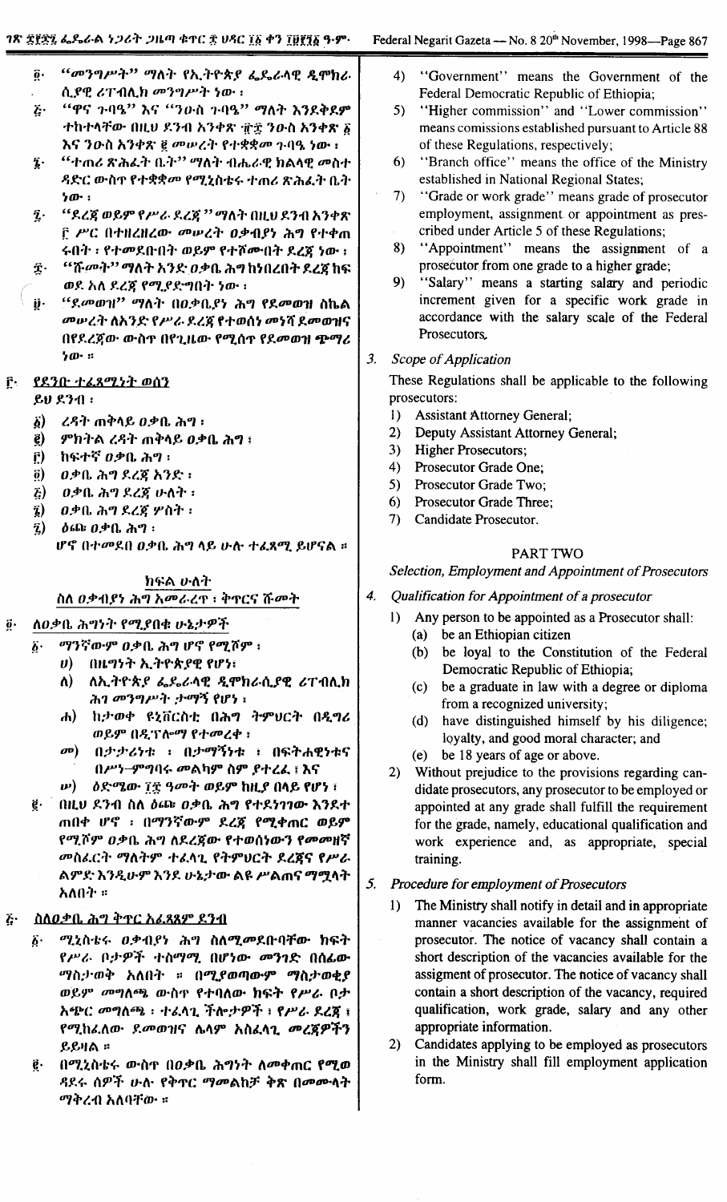፬· "መንግሥት" ማለት የኢትዮጵያ ፌዴራላዊ ዲሞክራሲያዊ ሪፐብሊክ መንግሥት ነው ፤

፭· "ዋና ጉባዔ" እና "ንዑስ ጉባዔ" ማለት እንደቅደም ተከተላቸው በዚህ ደንብ አንቀጽ ፹፰ ንዑስ አንቀጽ ፩ እና ንዑስ አንቀጽ ፪ መሠረት የተቋቋመ ጉባዔ ነው ፤

፮· "ተጠሪ ጽሕፈት ቤት" ማለት ብሔራዊ ክልላዊ መስተዳድር ውስጥ የተቋቋመ የሚኒስቴሩ ተጠሪ ጽሕፈት ቤት ነው ፤

፯· "ደረጃ ወይም የሥራ ደረጃ" ማለት በዚህ ደንብ አንቀጽ ፭ ሥር በተዘረዘረው መሠረት ዐቃብያነ ሕግ የተቀጠሩበት ፣ የተመደቡበት ወይም የተሾሙበት ደረጃ ነው ፤

፰· "ሹመት" ማለት አንድ ዐቃቤ ሕግ ከነበረበት ደረጃ ከፍ ወደ አለ ደረጃ የሚያድግበት ነው ፤

፱· "ደመወዝ" ማለት በዐቃቢያነ ሕግ የደመወዝ ስኬል መሠረት ለአንድ የሥራ ደረጃ የተወሰነ መነሻ ደመወዝና በየደረጃው ውስጥ በየጊዜው የሚሰጥ የደመወዝ ጭማሪ ነው ።

### ፫· የደንቡ ተፈጻሚነት ወሰን

ይህ ደንብ ፤

ሀ) ረዳት ጠቅላይ ዐቃቤ ሕግ ፤
ለ) ምክትል ረዳት ጠቅላይ ዐቃቤ ሕግ ፤
ሐ) ከፍተኛ ዐቃቤ ሕግ ፤
መ) ዐቃቤ ሕግ ደረጃ አንድ ፤
ሠ) ዐቃቤ ሕግ ደረጃ ሁለት ፤
ረ) ዐቃቤ ሕግ ደረጃ ሦስት ፤
ሰ) ዕጩ ዐቃቤ ሕግ ፤

ሆኖ በተመደበ ዐቃቤ ሕግ ላይ ሁሉ ተፈጻሚ ይሆናል ።

## ክፍል ሁለት
### ስለ ዐቃብያነ ሕግ አመራረጥ ፣ ቅጥርና ሹመት

### ፬· ለዐቃቤ ሕግነት የሚያበቁ ሁኔታዎች

፩· ማንኛውም ዐቃቤ ሕግ ሆኖ የሚሾም ፤

ሀ) በዜግነት ኢትዮጵያዊ የሆነ፤
ለ) ለኢትዮጵያ ፌዴራላዊ ዲሞክራሲያዊ ሪፐብሊክ ሕገ መንግሥት ታማኝ የሆነ ፤
ሐ) ከታወቀ ዩኒቨርስቲ በሕግ ትምህርት በዲግሪ ወይም በዲፕሎማ የተመረቀ ፤
መ) በታታሪነቱ ፣ በታማኝነቱ ፣ በፍትሐዊነቱና በሥነ-ምግባሩ መልካም ስም ያተረፈ ፤ እና
ሠ) ዕድሜው ፲፰ ዓመት ወይም ከዚያ በላይ የሆነ ፤

፪· በዚህ ደንብ ስለ ዕጩ ዐቃቤ ሕግ የተደነገገው እንደተጠበቀ ሆኖ ፣ በማንኛውም ደረጃ የሚቀጠር ወይም የሚሾም ዐቃቤ ሕግ ለደረጃው የተወሰነውን የመመዘኛ መስፈርት ማለትም ተፈላጊ የትምህርት ደረጃና የሥራ ልምድ እንዲሁም እንደ ሁኔታው ልዩ ሥልጠና ማሟላት አለበት ።

### ፭· ስለዐቃቤ ሕግ ቅጥር አፈጻጸም ደንብ

፩· ሚኒስቴሩ ዐቃብያነ ሕግ ስለሚመደቡባቸው ክፍት የሥራ ቦታዎች ተስማሚ በሆነው መንገድ በሰፊው ማስታወቅ አለበት ። በሚያወጣውም ማስታወቂያ ወይም መግለጫ ውስጥ የተባለው ክፍት የሥራ ቦታ አጭር መግለጫ ፣ ተፈላጊ ችሎታዎች ፣ የሥራ ደረጃ ፣ የሚከፈለው ደመወዝና ሌሎም አስፈላጊ መረጃዎችን ይይዛል ።

፪· በሚኒስቴሩ ውስጥ በዐቃቤ ሕግነት ለመቀጠር የሚወዳደሩ ሰዎች ሁሉ የቅጥር ማመልከቻ ቅጽ በመሙላት ማቅረብ አለባቸው ።

4) "Government" means the Government of the Federal Democratic Republic of Ethiopia;

5) "Higher commission" and "Lower commission" means comissions established pursuant to Article 88 of these Regulations, respectively;

6) "Branch office" means the office of the Ministry established in National Regional States;

7) "Grade or work grade" means grade of prosecutor employment, assignment or appointment as prescribed under Article 5 of these Regulations;

8) "Appointment" means the assignment of a prosecutor from one grade to a higher grade;

9) "Salary" means a starting salary and periodic increment given for a specific work grade in accordance with the salary scale of the Federal Prosecutors.

### 3. *Scope of Application*

These Regulations shall be applicable to the following prosecutors:

1) Assistant Attorney General;
2) Deputy Assistant Attorney General;
3) Higher Prosecutors;
4) Prosecutor Grade One;
5) Prosecutor Grade Two;
6) Prosecutor Grade Three;
7) Candidate Prosecutor.

## PART TWO
### *Selection, Employment and Appointment of Prosecutors*

### 4. *Qualification for Appointment of a prosecutor*

1) Any person to be appointed as a Prosecutor shall:
   (a) be an Ethiopian citizen
   (b) be loyal to the Constitution of the Federal Democratic Republic of Ethiopia;
   (c) be a graduate in law with a degree or diploma from a recognized university;
   (d) have distinguished himself by his diligence; loyalty, and good moral character; and
   (e) be 18 years of age or above.

2) Without prejudice to the provisions regarding candidate prosecutors, any prosecutor to be employed or appointed at any grade shall fulfill the requirement for the grade, namely, educational qualification and work experience and, as appropriate, special training.

### 5. *Procedure for employment of Prosecutors*

1) The Ministry shall notify in detail and in appropriate manner vacancies available for the assignment of prosecutor. The notice of vacancy shall contain a short description of the vacancies available for the assigment of prosecutor. The notice of vacancy shall contain a short description of the vacancy, required qualification, work grade, salary and any other appropriate information.

2) Candidates applying to be employed as prosecutors in the Ministry shall fill employment application form.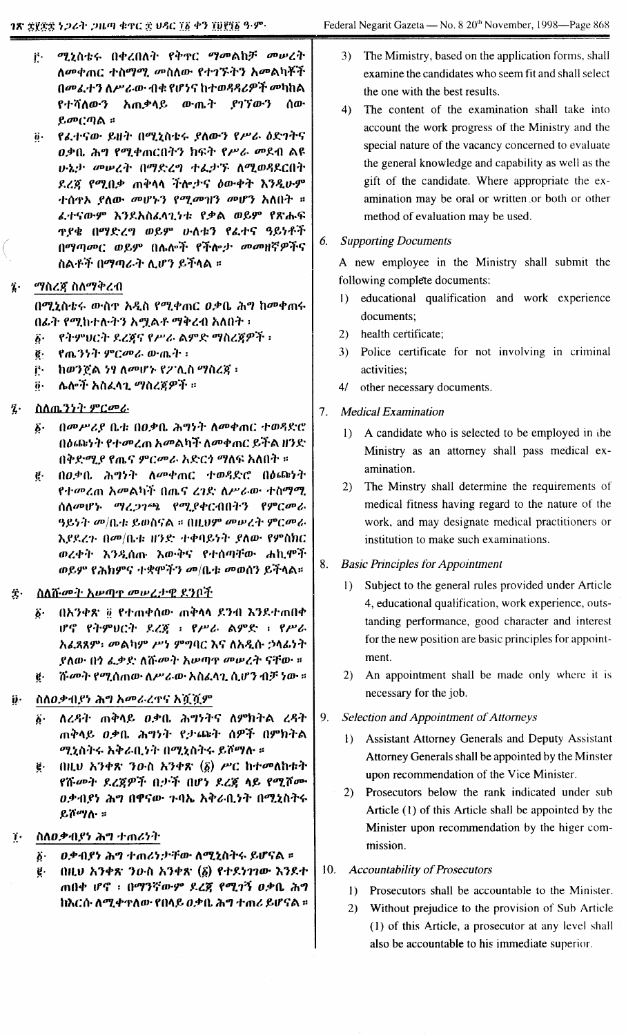፫· ሚኒስቴሩ በቀረበለት የቅጥር ማመልከቻ መሠረት ለመቀጠር ተስማሚ መስለው የተገኙትን አመልካቾች በመፈተን ለሥራው ብቁ የሆነና ከተወዳዳሪዎች መካከል የተሻለውን አጠቃላይ ውጤት ያገኘውን ሰው ይመርጣል ።

፬· የፈተናው ይዘት በሚኒስቴሩ ያለውን የሥራ ዕድገትና ዐቃቤ ሕግ የሚቀጠርበትን ክፍት የሥራ መደብ ልዩ ሁኔታ መሠረት በማድረግ ተፈታኙ ለሚወዳደርበት ደረጃ የሚበቃ ጠቅላላ ችሎታና ዕውቀት እንዲሁም ተሰጥኦ ያለው መሆኑን የሚመዝን መሆን አለበት ። ፈተናውም እንደአስፈላጊነቱ የቃል ወይም የጽሑፍ ጥያቄ በማድረግ ወይም ሁለቱን የፈተና ዓይነቶች በማጣመር ወይም በሌሎች የችሎታ መመዘኛዎችና ስልቶች በማጣራት ሊሆን ይችላል ።

፮· ማስረጃ ስለማቅረብ

በሚኒስቴሩ ውስጥ አዲስ የሚቀጠር ዐቃቤ ሕግ ከመቀጠሩ በፊት የሚከተሉትን አሟልቶ ማቅረብ አለበት ፡

፩· የትምህርት ደረጃና የሥራ ልምድ ማስረጃዎች ፣

፪· የጤንነት ምርመራ ውጤት ፣

፫· ከወንጀል ነፃ ለመሆኑ የፖሊስ ማስረጃ ፣

፬· ሌሎች አስፈላጊ ማስረጃዎች ።

፯· ስለጤንነት ምርመራ

፩· በመሥሪያ ቤቱ በዐቃቤ ሕግነት ለመቀጠር ተወዳድሮ በዕጩነት የተመረጠ አመልካች ለመቀጠር ይችል ዘንድ በቅድሚያ የጤና ምርመራ አድርጎ ማለፍ አለበት ።

፪· በዐቃቤ ሕግነት ለመቀጠር ተወዳድሮ በዕጩነት የተመረጠ አመልካች በጤና ረገድ ለሥራው ተስማሚ ስለመሆኑ ማረጋገጫ የሚያቀርብበትን የምርመራ ዓይነት መ/ቤቱ ይወስናል ። በዚህም መሠረት ምርመራ እያደረጉ በመ/ቤቱ ዘንድ ተቀባይነት ያለው የምስክር ወረቀት እንዲሰጡ እውቅና የተሰጣቸው ሐኪሞች ወይም የሕክምና ተቋሞችን መ/ቤቱ መወሰን ይችላል።

፰· ስለሹመት አሠጣጥ መሠረታዊ ደንቦች

፩· በአንቀጽ ፬ የተጠቀሰው ጠቅላላ ደንብ እንደተጠበቀ ሆኖ የትምህርት ደረጃ ፣ የሥራ ልምድ ፣ የሥራ አፈጻጸም፣ መልካም ሥነ ምግባር እና ለአዲሱ ኃላፊነት ያለው በጎ ፈቃድ ለሹመት አሠጣጥ መሠረት ናቸው ።

፪· ሹመት የሚሰጠው ለሥራው አስፈላጊ ሲሆን ብቻ ነው ።

፱· ስለዐቃብያነ ሕግ አመራረጥና አሿሿም

፩· ለረዳት ጠቅላይ ዐቃቤ ሕግነትና ለምክትል ረዳት ጠቅላይ ዐቃቤ ሕግነት የታጩት ሰዎች በምክትል ሚኒስትሩ አቅራቢነት በሚኒስትሩ ይሾማሉ ።

፪· በዚህ አንቀጽ ንዑስ አንቀጽ (፩) ሥር ከተመለከቱት የሹመት ደረጃዎች በታች በሆነ ደረጃ ላይ የሚሾሙ ዐቃብያነ ሕግ በዋናው ጉባኤ አቅራቢነት በሚኒስትሩ ይሾማሉ ።

፲· ስለዐቃብያነ ሕግ ተጠሪነት

፩· ዐቃብያነ ሕግ ተጠሪነታቸው ለሚኒስትሩ ይሆናል ።

፪· በዚህ አንቀጽ ንዑስ አንቀጽ (፩) የተደነገገው እንደተጠበቀ ሆኖ ፣ በማንኛውም ደረጃ የሚገኝ ዐቃቤ ሕግ ከእርሱ ለሚቀጥለው የበላይ ዐቃቤ ሕግ ተጠሪ ይሆናል ።

3) The Mimistry, based on the application forms, shall examine the candidates who seem fit and shall select the one with the best results.

4) The content of the examination shall take into account the work progress of the Ministry and the special nature of the vacancy concerned to evaluate the general knowledge and capability as well as the gift of the candidate. Where appropriate the examination may be oral or written or both or other method of evaluation may be used.

6. *Supporting Documents*

A new employee in the Ministry shall submit the following complete documents:

1) educational qualification and work experience documents;
2) health certificate;
3) Police certificate for not involving in criminal activities;
4/ other necessary documents.

7. *Medical Examination*

1) A candidate who is selected to be employed in the Ministry as an attorney shall pass medical examination.
2) The Minstry shall determine the requirements of medical fitness having regard to the nature of the work, and may designate medical practitioners or institution to make such examinations.

8. *Basic Principles for Appointment*

1) Subject to the general rules provided under Article 4, educational qualification, work experience, outstanding performance, good character and interest for the new position are basic principles for appointment.
2) An appointment shall be made only where it is necessary for the job.

9. *Selection and Appointment of Attorneys*

1) Assistant Attorney Generals and Deputy Assistant Attorney Generals shall be appointed by the Minster upon recommendation of the Vice Minister.
2) Prosecutors below the rank indicated under sub Article (1) of this Article shall be appointed by the Minister upon recommendation by the higer commission.

10. *Accountability of Prosecutors*

1) Prosecutors shall be accountable to the Minister.
2) Without prejudice to the provision of Sub Article (1) of this Article, a prosecutor at any level shall also be accountable to his immediate superior.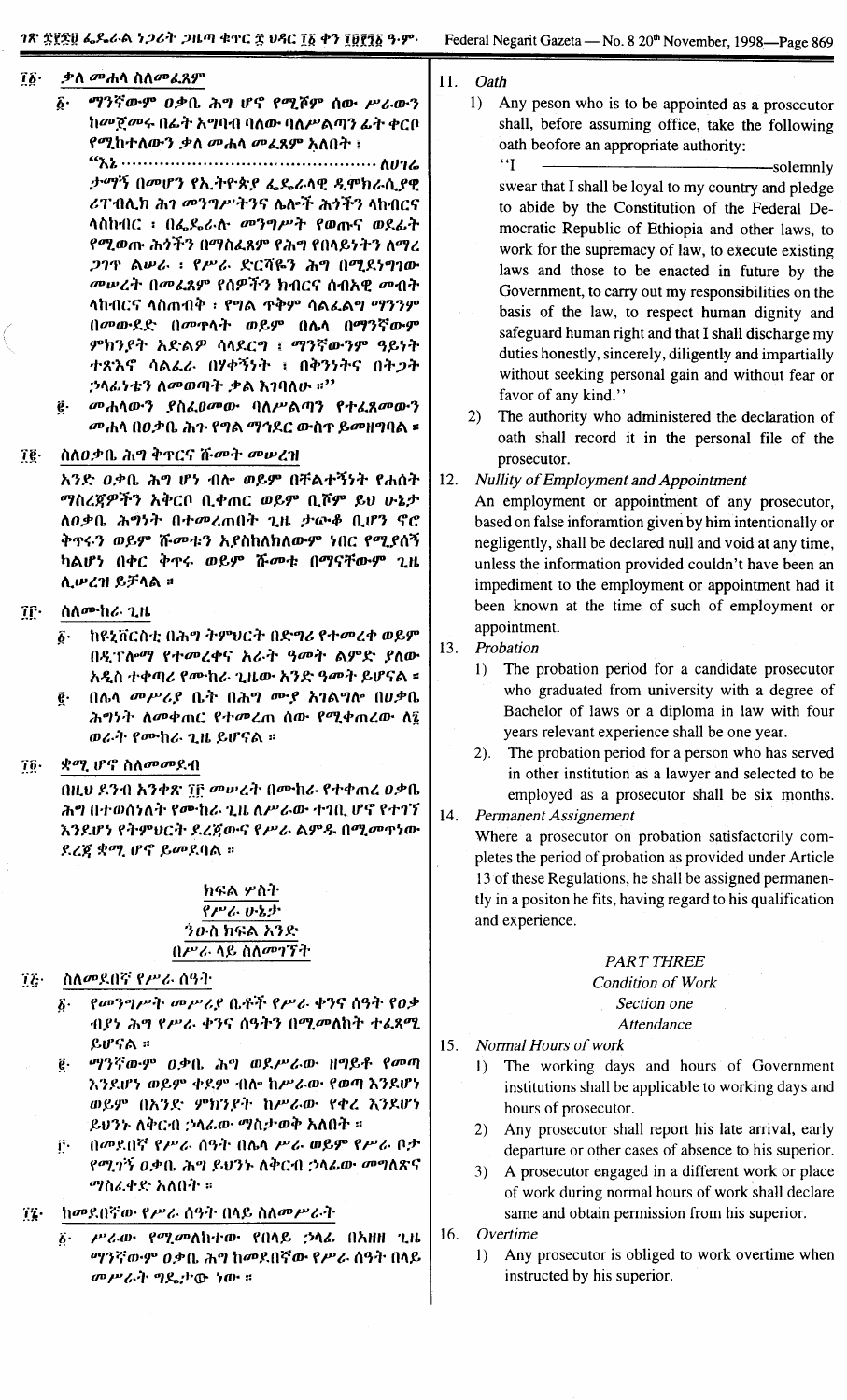፲፩· ቃለ መሐላ ስለመፈጸም

፩· ማንኛውም ዐቃቤ ሕግ ሆኖ የሚሾም ሰው ሥራውን ከመጀመሩ በፊት አግባብ ባለው ባለሥልጣን ፊት ቀርቦ የሚከተለውን ቃለ መሐላ መፈጸም አለበት ፤

"እኔ .................................................. ለሀገሬ ታማኝ በመሆን የኢትዮጵያ ፌዴራላዊ ዲሞክራሲያዊ ሪፐብሊክ ሕገ መንግሥትንና ሌሎች ሕጎችን ላከብርና ላስከብር ፤ በፌዴራሉ መንግሥት የወጡና ወደፊት የሚወጡ ሕጎችን በማስፈጸም የሕግ የበላይነትን ለማረጋገጥ ልሠራ ፤ የሥራ ድርሻዬን ሕግ በሚደነግገው መሠረት በመፈጸም የሰዎችን ክብርና ሰብአዊ መብት ላከብርና ላስጠብቅ ፤ የግል ጥቅም ሳልፈልግ ማንንም በመውደድ በመጥላት ወይም በሌላ በማንኛውም ምክንያት አድልዎ ሳላደርግ ፤ ማንኛውንም ዓይነት ተጽእኖ ሳልፈራ በሃቀኝነት ፤ በቅንነትና በትጋት ኃላፊነቴን ለመወጣት ቃል እገባለሁ ።"

፪· መሐላውን ያስፈፀመው ባለሥልጣን የተፈጸመውን መሐላ በዐቃቤ ሕጉ የግል ማኅደር ውስጥ ይመዘግባል ።

፲፪· ስለዐቃቤ ሕግ ቅጥርና ሹመት መሠረዝ

አንድ ዐቃቤ ሕግ ሆን ብሎ ወይም በቸልተኝነት የሐሰት ማስረጃዎችን አቅርቦ ቢቀጠር ወይም ቢሾም ይህ ሁኔታ ለዐቃቤ ሕግነት በተመረጠበት ጊዜ ታውቆ ቢሆን ኖሮ ቅጥሩን ወይም ሹመቱን የማያስከለክለው ነበር የሚያሰኝ ካልሆነ በቀር ቅጥሩ ወይም ሹመቱ በማናቸውም ጊዜ ሊሠረዝ ይችላል ።

፲፫· ስለሙከራ ጊዜ

፩· ከዩኒቨርስቲ በሕግ ትምህርት በድግሪ የተመረቀ ወይም በዲፕሎማ የተመረቀና አራት ዓመት ልምድ ያለው አዲስ ተቀጣሪ የሙከራ ጊዜው አንድ ዓመት ይሆናል ።

፪· በሌላ መሥሪያ ቤት በሕግ ሙያ አገልግሎ በዐቃቤ ሕግነት ለመቀጠር የተመረጠ ሰው የሚቀጠረው ለ፮ ወራት የሙከራ ጊዜ ይሆናል ።

፲፬· ቋሚ ሆኖ ስለመመደብ

በዚህ ደንብ አንቀጽ ፲፫ መሠረት በሙከራ የተቀጠረ ዐቃቤ ሕግ በተወሰነለት የሙከራ ጊዜ ለሥራው ተገቢ ሆኖ የተገኘ እንደሆነ የትምህርት ደረጃውና የሥራ ልምዱ በሚመጥነው ደረጃ ቋሚ ሆኖ ይመደባል ።

## ክፍል ሦስት
### የሥራ ሁኔታ
#### ንዑስ ክፍል አንድ
#### በሥራ ላይ ስለመገኘት

፲፭· ስለመደበኛ የሥራ ሰዓት

፩· የመንግሥት መሥሪያ ቤቶች የሥራ ቀንና ሰዓት የዐቃቤ ሕግን የሥራ ቀንና ሰዓትን በሚመለከት ተፈጻሚ ይሆናል ።

፪· ማንኛውም ዐቃቤ ሕግ ወደሥራው ዘግይቶ የመጣ እንደሆነ ወይም ቀደም ብሎ ከሥራው የወጣ እንደሆነ ወይም በአንድ ምክንያት ከሥራው የቀረ እንደሆነ ይህንኑ ለቅርብ ኃላፊው ማስታወቅ አለበት ።

፫· በመደበኛ የሥራ ሰዓት በሌላ ሥራ ወይም የሥራ ቦታ የሚገኝ ዐቃቤ ሕግ ይህንኑ ለቅርብ ኃላፊው መግለጽና ማስፈቀድ አለበት ።

፲፮· ከመደበኛው የሥራ ሰዓት በላይ ስለመሥራት

፩· ሥራው የሚመለከተው የበላይ ኃላፊ በአዘዘ ጊዜ ማንኛውም ዐቃቤ ሕግ ከመደበኛው የሥራ ሰዓት በላይ መሥራት ግዴታው ነው ።

11. *Oath*

1) Any peson who is to be appointed as a prosecutor shall, before assuming office, take the following oath beofore an appropriate authority:

"I ——————————solemnly swear that I shall be loyal to my country and pledge to abide by the Constitution of the Federal Democratic Republic of Ethiopia and other laws, to work for the supremacy of law, to execute existing laws and those to be enacted in future by the Government, to carry out my responsibilities on the basis of the law, to respect human dignity and safeguard human right and that I shall discharge my duties honestly, sincerely, diligently and impartially without seeking personal gain and without fear or favor of any kind."

2) The authority who administered the declaration of oath shall record it in the personal file of the prosecutor.

12. *Nullity of Employment and Appointment*

An employment or appointment of any prosecutor, based on false inforamtion given by him intentionally or negligently, shall be declared null and void at any time, unless the information provided couldn't have been an impediment to the employment or appointment had it been known at the time of such of employment or appointment.

13. *Probation*

1) The probation period for a candidate prosecutor who graduated from university with a degree of Bachelor of laws or a diploma in law with four years relevant experience shall be one year.

2). The probation period for a person who has served in other institution as a lawyer and selected to be employed as a prosecutor shall be six months.

14. *Permanent Assignement*

Where a prosecutor on probation satisfactorily completes the period of probation as provided under Article 13 of these Regulations, he shall be assigned permanently in a positon he fits, having regard to his qualification and experience.

## *PART THREE*
### *Condition of Work*
#### *Section one*
#### *Attendance*

15. *Normal Hours of work*

1) The working days and hours of Government institutions shall be applicable to working days and hours of prosecutor.

2) Any prosecutor shall report his late arrival, early departure or other cases of absence to his superior.

3) A prosecutor engaged in a different work or place of work during normal hours of work shall declare same and obtain permission from his superior.

16. *Overtime*

1) Any prosecutor is obliged to work overtime when instructed by his superior.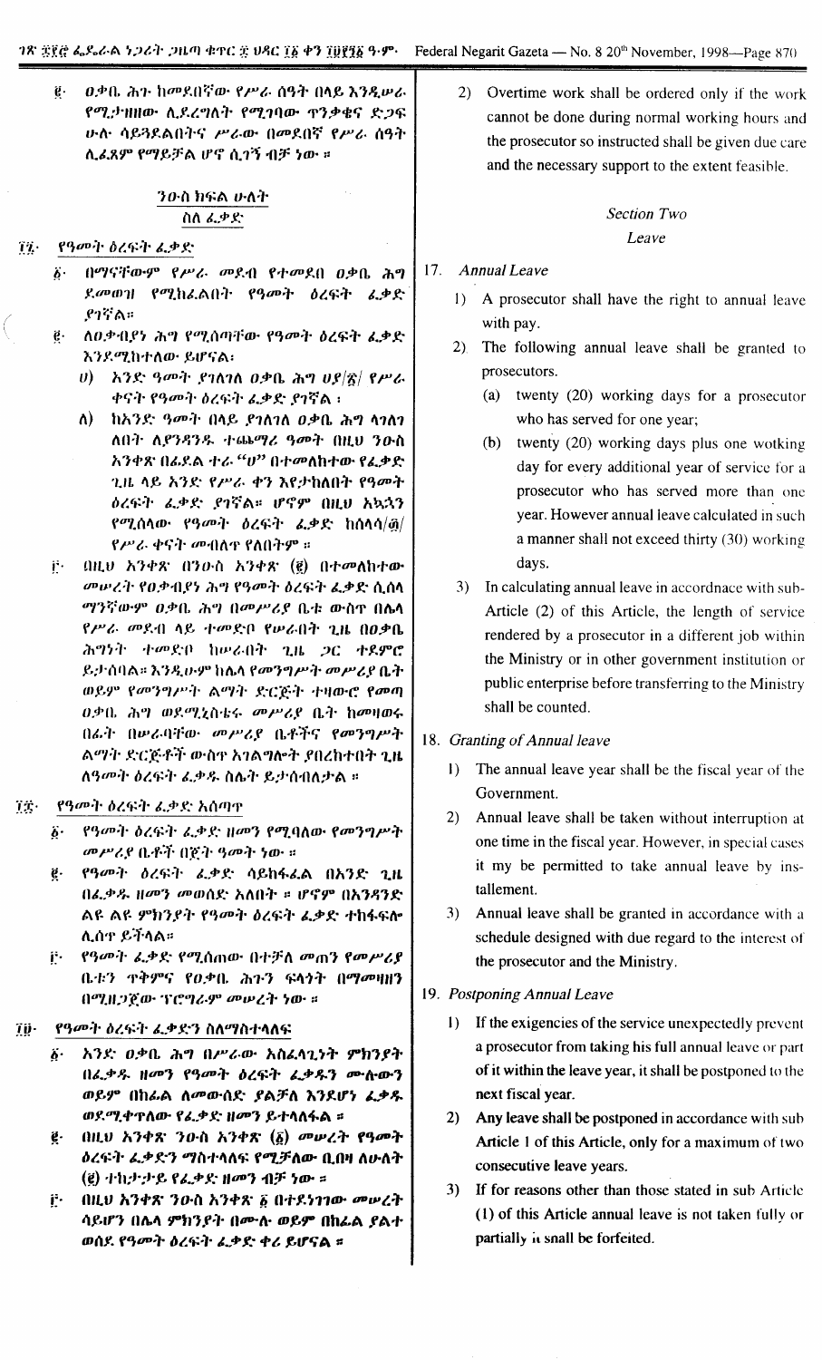፪· ዐቃቤ ሕጉ ከመደበኛው የሥራ ሰዓት በላይ እንዲሠራ የሚታዘዘው ሊደረግለት የሚገባው ጥንቃቄና ድጋፍ ሁሉ ሳይጓደልበትና ሥራው በመደበኛ የሥራ ሰዓት ሊፈጸም የማይችል ሆኖ ሲገኝ ብቻ ነው ፡፡

2) Overtime work shall be ordered only if the work cannot be done during normal working hours and the prosecutor so instructed shall be given due care and the necessary support to the extent feasible.

## ንዑስ ክፍል ሁለት
## ስለ ፈቃድ

*Section Two*
*Leave*

### ፲፯· የዓመት ዕረፍት ፈቃድ

፩· በማናቸውም የሥራ መደብ የተመደበ ዐቃቤ ሕግ ደመወዝ የሚከፈልበት የዓመት ዕረፍት ፈቃድ ያገኛል፡፡

፪· ለዐቃብያነ ሕግ የሚሰጣቸው የዓመት ዕረፍት ፈቃድ እንደሚከተለው ይሆናል፡

ሀ) አንድ ዓመት ያገለገለ ዐቃቤ ሕግ ሀያ/፳/ የሥራ ቀናት የዓመት ዕረፍት ፈቃድ ያገኛል ፤

ለ) ከአንድ ዓመት በላይ ያገለገለ ዐቃቤ ሕግ ላገለገለበት ለያንዳንዱ ተጨማሪ ዓመት በዚህ ንዑስ አንቀጽ በፊደል ተራ "ሀ" በተመለከተው የፈቃድ ጊዜ ላይ አንድ የሥራ ቀን እየታከለበት የዓመት ዕረፍት ፈቃድ ያገኛል። ሆኖም በዚህ አኳኋን የሚሰላው የዓመት ዕረፍት ፈቃድ ከሰላሳ/፴/ የሥራ ቀናት መብለጥ የለበትም ፡፡

፫· በዚህ አንቀጽ በንዑስ አንቀጽ (፪) በተመለከተው መሠረት የዐቃብያነ ሕግ ዓመት ዕረፍት ፈቃድ ሲሰላ ማንኛውም ዐቃቤ ሕግ በመሥሪያ ቤቱ ውስጥ በሌላ የሥራ መደብ ላይ ተመድቦ የሠራበት ጊዜ በዐቃቤ ሕግነት ተመድቦ ከሠራበት ጊዜ ጋር ተደምሮ ይታሰባል። እንዲሁም ከሌላ የመንግሥት መሥሪያ ቤት ወይም የመንግሥት ልማት ድርጅት ተዛውሮ የመጣ ዐቃቤ ሕግ ወደሚኒስቴሩ መሥሪያ ቤት ከመዛወሩ በፊት በሠራባቸው መሥሪያ ቤቶችና የመንግሥት ልማት ድርጅቶች ውስጥ አገልግሎት ያበረከተበት ጊዜ ለዓመት ዕረፍት ፈቃዱ ስሌት ይታሰብለታል ፡፡

### 17. Annual Leave

1) A prosecutor shall have the right to annual leave with pay.

2) The following annual leave shall be granted to prosecutors.

(a) twenty (20) working days for a prosecutor who has served for one year;

(b) twenty (20) working days plus one wotking day for every additional year of service for a prosecutor who has served more than one year. However annual leave calculated in such a manner shall not exceed thirty (30) working days.

3) In calculating annual leave in accordnace with sub-Article (2) of this Article, the length of service rendered by a prosecutor in a different job within the Ministry or in other government institution or public enterprise before transferring to the Ministry shall be counted.

### ፲፰· የዓመት ዕረፍት ፈቃድ አሰጣጥ

፩· የዓመት ዕረፍት ፈቃድ ዘመን የሚባለው የመንግሥት መሥሪያ ቤቶች በጀት ዓመት ነው ፡፡

፪· የዓመት ዕረፍት ፈቃድ ሳይከፋፈል በአንድ ጊዜ በፈቃዱ ዘመን መወሰድ አለበት ፡፡ ሆኖም በአንዳንድ ልዩ ልዩ ምክንያት የዓመት ዕረፍት ፈቃድ ተከፋፍሎ ሊሰጥ ይችላል።

፫· የዓመት ፈቃድ የሚሰጠው በተቻለ መጠን የመሥሪያ ቤቱን ጥቅምና የዐቃቤ ሕጉን ፍላጎት በማመዛዘን በሚዘጋጀው ፕሮግራም መሠረት ነው ፡፡

### 18. Granting of Annual leave

1) The annual leave year shall be the fiscal year of the Government.

2) Annual leave shall be taken without interruption at one time in the fiscal year. However, in special cases it my be permitted to take annual leave by installement.

3) Annual leave shall be granted in accordance with a schedule designed with due regard to the interest of the prosecutor and the Ministry.

### ፲፱· የዓመት ዕረፍት ፈቃድን ስለማስተላለፍ

፩· አንድ ዐቃቤ ሕግ በሥራው አስፈላጊነት ምክንያት በፈቃዱ ዘመን የዓመት ዕረፍት ፈቃዱን ሙሉውን ወይም በከፊል ለመውሰድ ያልቻለ እንደሆነ ፈቃዱ ወደሚቀጥለው የፈቃድ ዘመን ይተላለፋል ፡፡

፪· በዚህ አንቀጽ ንዑስ አንቀጽ (፩) መሠረት የዓመት ዕረፍት ፈቃድን ማስተላለፍ የሚቻለው ቢበዛ ለሁለት (፪) ተከታታይ የፈቃድ ዘመን ብቻ ነው ፡፡

፫· በዚህ አንቀጽ ንዑስ አንቀጽ ፩ በተደነገገው መሠረት ሳይሆን በሌላ ምክንያት በሙሉ ወይም በከፊል ያልተወሰደ የዓመት ዕረፍት ፈቃድ ቀሪ ይሆናል ፡፡

### 19. Postponing Annual Leave

1) If the exigencies of the service unexpectedly prevent a prosecutor from taking his full annual leave or part of it within the leave year, it shall be postponed to the next fiscal year.

2) Any leave shall be postponed in accordance with sub Article 1 of this Article, only for a maximum of two consecutive leave years.

3) If for reasons other than those stated in sub Article (1) of this Article annual leave is not taken fully or partially it snall be forfeited.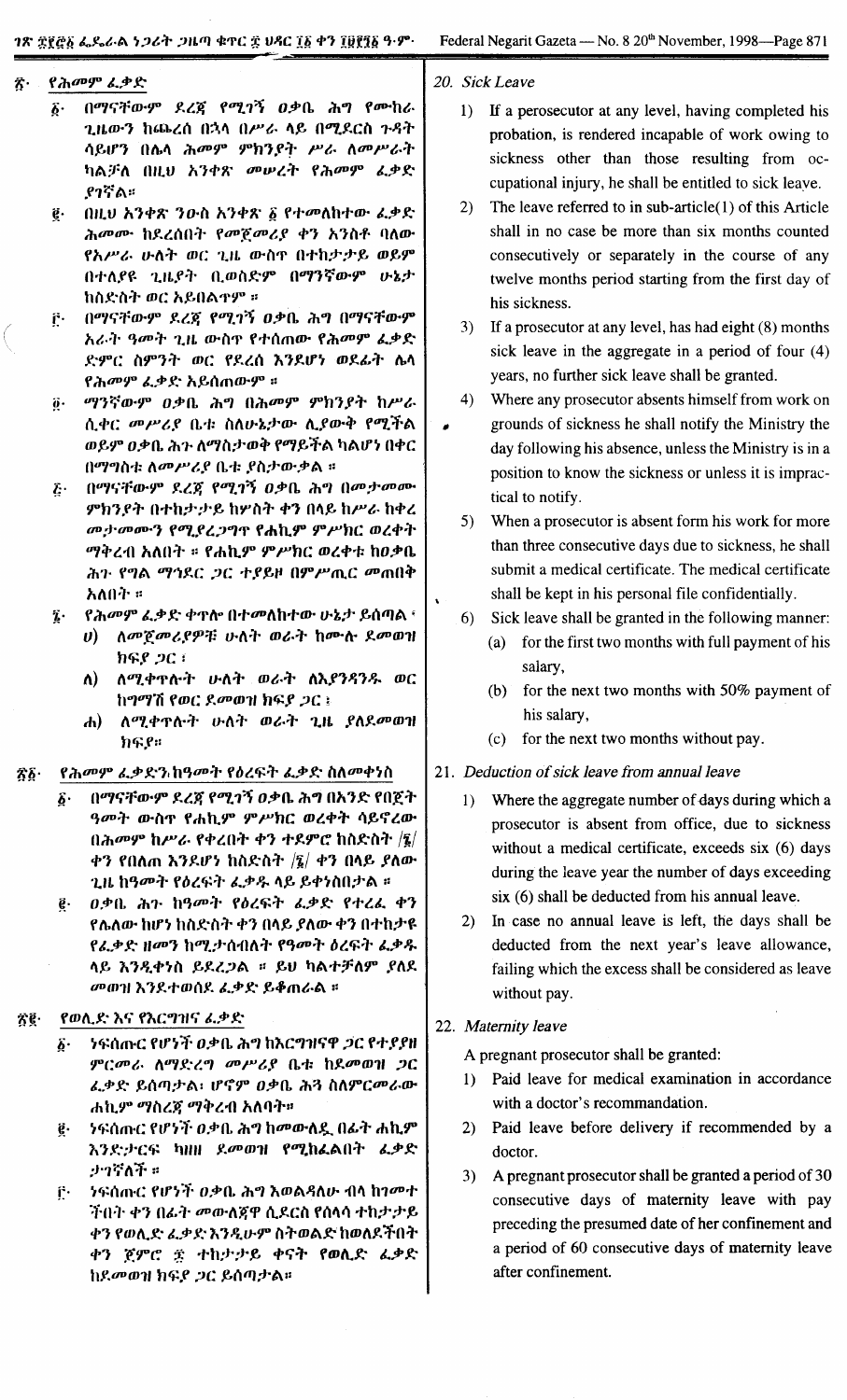## ፳· የሕመም ፈቃድ

፩· በማናቸውም ደረጃ የሚገኝ ዐቃቤ ሕግ የሙከራ ጊዜውን ከጨረሰ በኋላ በሥራ ላይ በሚደርስ ጉዳት ሳይሆን በሌላ ሕመም ምክንያት ሥራ ለመሥራት ካልቻለ በዚህ አንቀጽ መሠረት የሕመም ፈቃድ ያገኛል።

፪· በዚህ አንቀጽ ንዑስ አንቀጽ ፩ የተመለከተው ፈቃድ ሕመሙ ከደረሰበት የመጀመሪያ ቀን አንስቶ ባለው የአሥራ ሁለት ወር ጊዜ ውስጥ በተከታታይ ወይም በተለያዩ ጊዜያት ቢወሰድም በማንኛውም ሁኔታ ከስድስት ወር አይበልጥም ።

፫· በማናቸውም ደረጃ የሚገኝ ዐቃቤ ሕግ በማናቸውም አራት ዓመት ጊዜ ውስጥ የተሰጠው የሕመም ፈቃድ ድምር ስምንት ወር የደረሰ እንደሆነ ወደፊት ሌላ የሕመም ፈቃድ አይሰጠውም ።

፬· ማንኛውም ዐቃቤ ሕግ በሕመም ምክንያት ከሥራ ሲቀር መሥሪያ ቤቱ ስለሁኔታው ሊያውቅ የሚችል ወይም ዐቃቤ ሕጉ ለማስታወቅ የማይችል ካልሆነ በቀር በማግስቱ ለመሥሪያ ቤቱ ያስታውቃል ።

፭· በማናቸውም ደረጃ የሚገኝ ዐቃቤ ሕግ በመታመሙ ምክንያት በተከታታይ ከሦስት ቀን በላይ ከሥራ ከቀረ መታመሙን የሚያረጋግጥ የሐኪም ምሥክር ወረቀት ማቅረብ አለበት ። የሐኪም ምሥክር ወረቀቱ ከዐቃቤ ሕጉ የግል ማኅደር ጋር ተያይዞ በምሥጢር መጠበቅ አለበት ።

፮· የሕመም ፈቃድ ቀጥሎ በተመለከተው ሁኔታ ይሰጣል ፣

ሀ) ለመጀመሪያዎቹ ሁለት ወራት ከሙሉ ደመወዝ ክፍያ ጋር ፣

ለ) ለሚቀጥሉት ሁለት ወራት ለእያንዳንዱ ወር ከግማሽ የወር ደመወዝ ክፍያ ጋር ፣

ሐ) ለሚቀጥሉት ሁለት ወራት ጊዜ ያለደመወዝ ክፍያ።

## ፳፩· የሕመም ፈቃድን ከዓመት የዕረፍት ፈቃድ ስለመቀነስ

፩· በማናቸውም ደረጃ የሚገኝ ዐቃቤ ሕግ በአንድ የበጀት ዓመት ውስጥ የሐኪም ምሥክር ወረቀት ሳይኖረው በሕመም ከሥራ የቀረበት ቀን ተደምሮ ከስድስት /፮/ ቀን የበለጠ እንደሆነ ከስድስት /፮/ ቀን በላይ ያለው ጊዜ ከዓመት የዕረፍት ፈቃዱ ላይ ይቀነስበታል ።

፪· ዐቃቤ ሕጉ ከዓመት የዕረፍት ፈቃድ የተረፈ ቀን የሌለው ከሆነ ከስድስት ቀን በላይ ያለው ቀን በተከታዩ የፈቃድ ዘመን ከሚታሰብለት የዓመት ዕረፍት ፈቃዱ ላይ እንዲቀነስ ይደረጋል ። ይህ ካልተቻለም ያለደመወዝ እንደተወሰደ ፈቃድ ይቆጠራል ።

## ፳፪· የወሊድ እና የእርግዝና ፈቃድ

፩· ነፍሰጡር የሆነች ዐቃቤ ሕግ ከእርግዝናዋ ጋር የተያያዘ ምርመራ ለማድረግ መሥሪያ ቤቱ ከደመወዝ ጋር ፈቃድ ይሰጣታል፣ ሆኖም ዐቃቤ ሕጓ ስለምርመራው ሐኪም ማስረጃ ማቅረብ አለባት።

፪· ነፍሰጡር የሆነች ዐቃቤ ሕግ ከመውለዷ በፊት ሐኪም እንድታርፍ ካዘዘ ደመወዝ የሚከፈልበት ፈቃድ ታገኛለች ።

፫· ነፍሰጡር የሆነች ዐቃቤ ሕግ እወልዳለሁ ብላ ከገመተ ችበት ቀን በፊት መውለጃዋ ሲደርስ የሰላሳ ተከታታይ ቀን የወሊድ ፈቃድ እንዲሁም ስትወልድ ከወለደችበት ቀን ጀምሮ ፷ ተከታታይ ቀናት የወሊድ ፈቃድ ከደመወዝ ክፍያ ጋር ይሰጣታል።

## 20. Sick Leave

1) If a perosecutor at any level, having completed his probation, is rendered incapable of work owing to sickness other than those resulting from occupational injury, he shall be entitled to sick leave.

2) The leave referred to in sub-article(1) of this Article shall in no case be more than six months counted consecutively or separately in the course of any twelve months period starting from the first day of his sickness.

3) If a prosecutor at any level, has had eight (8) months sick leave in the aggregate in a period of four (4) years, no further sick leave shall be granted.

4) Where any prosecutor absents himself from work on grounds of sickness he shall notify the Ministry the day following his absence, unless the Ministry is in a position to know the sickness or unless it is impractical to notify.

5) When a prosecutor is absent form his work for more than three consecutive days due to sickness, he shall submit a medical certificate. The medical certificate shall be kept in his personal file confidentially.

6) Sick leave shall be granted in the following manner:
   (a) for the first two months with full payment of his salary,
   (b) for the next two months with 50% payment of his salary,
   (c) for the next two months without pay.

## 21. Deduction of sick leave from annual leave

1) Where the aggregate number of days during which a prosecutor is absent from office, due to sickness without a medical certificate, exceeds six (6) days during the leave year the number of days exceeding six (6) shall be deducted from his annual leave.

2) In case no annual leave is left, the days shall be deducted from the next year's leave allowance, failing which the excess shall be considered as leave without pay.

## 22. Maternity leave

A pregnant prosecutor shall be granted:

1) Paid leave for medical examination in accordance with a doctor's recommandation.

2) Paid leave before delivery if recommended by a doctor.

3) A pregnant prosecutor shall be granted a period of 30 consecutive days of maternity leave with pay preceding the presumed date of her confinement and a period of 60 consecutive days of maternity leave after confinement.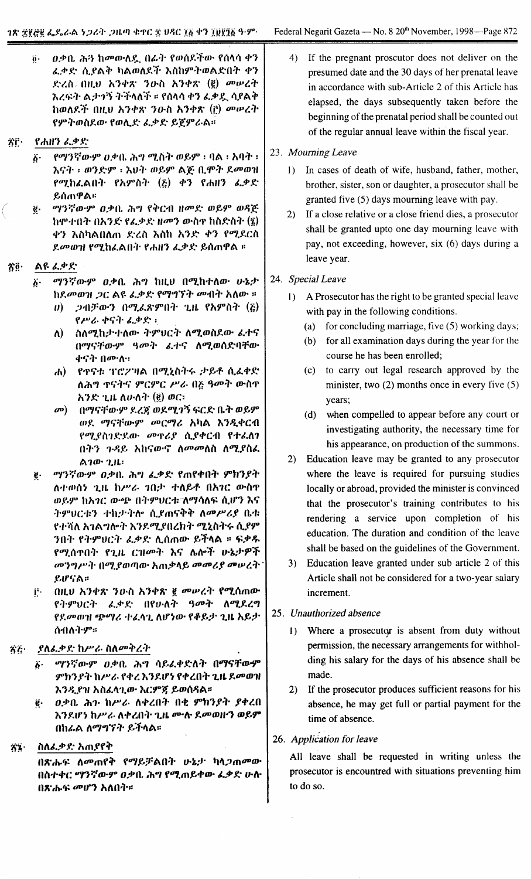፬· ዐቃቤ ሕጓ ከመውለዷ በፊት የወሰደችው የሰላሳ ቀን ፈቃድ ሲያልቅ ካልወለደች እስከምትወልድበት ቀን ድረስ በዚህ አንቀጽ ንዑስ አንቀጽ (፪) መሠረት እረፍት ልታገኝ ትችላለች ። የሰላሳ ቀን ፈቃዷ ሳያልቅ ከወለደች በዚህ አንቀጽ ንዑስ አንቀጽ (፫) መሠረት የምትወስደው የወሊድ ፈቃድ ይጀምራል።

## ፳፫· የሐዘን ፈቃድ

፩· የማንኛውም ዐቃቤ ሕግ ሚስት ወይም ፡ ባል ፡ አባት ፡ እናት ፡ ወንድም ፡ እህት ወይም ልጅ ቢሞት ደመወዝ የሚከፈልበት የአምስት (፭) ቀን የሐዘን ፈቃድ ይሰጠዋል።

፪· ማንኛውም ዐቃቤ ሕግ የቅርብ ዘመድ ወይም ወዳጅ ከሞተበት በአንድ የፈቃድ ዘመን ውስጥ ከስድስት (፮) ቀን እስካልበለጠ ድረስ እስከ አንድ ቀን የሚደርስ ደመወዝ የሚከፈልበት የሐዘን ፈቃድ ይሰጠዋል ።

## ፳፬· ልዩ ፈቃድ

፩· ማንኛውም ዐቃቤ ሕግ ከዚህ በሚከተለው ሁኔታ ከደመወዝ ጋር ልዩ ፈቃድ የማግኘት መብት አለው ።

ሀ) ጋብቻውን በሚፈጽምበት ጊዜ የአምስት (፭) የሥራ ቀናት ፈቃድ ፡

ለ) ስለሚከታተለው ትምህርት ለሚወስደው ፈተና በማናቸውም ዓመት ፈተና ለሚወሰድባቸው ቀናት በሙሉ፡

ሐ) የጥናቱ ፕሮፖዛል በሚኒስትሩ ታይቶ ሲፈቀድ ለሕግ ጥናትና ምርምር ሥራ በ፭ ዓመት ውስጥ አንድ ጊዜ ለሁለት (፪) ወር፡

መ) በማናቸውም ደረጃ ወደሚገኝ ፍርድ ቤት ወይም ወደ ማናቸውም መርማሪ አካል እንዲቀርብ የሚያስገድደው መጥሪያ ሲያቀርብ የተፈለገ በትን ጉዳይ አከናውኖ ለመመለስ ለሚያስፈ ልገው ጊዜ፡

፪· ማንኛውም ዐቃቤ ሕግ ፈቃድ የጠየቀበት ምክንያት ለተወሰነ ጊዜ ከሥራ ገበታ ተለይቶ በአገር ውስጥ ወይም ከአገር ውጭ በትምህርት ለማሳለፍ ሲሆን እና ትምህርቱን ተከታትሎ ሲጠናቀቅ ለመሥሪያ ቤቱ የተሻለ አገልግሎት እንደሚያበረክት ሚኒስትሩ ሲያም ንበት የትምህርት ፈቃድ ሊሰጠው ይችላል ። ፍቃዱ የሚሰጥበት የጊዜ ርዝመት እና ሌሎች ሁኔታዎች መንግሥት በሚያወጣው አጠቃላይ መመሪያ መሠረት ይሆናል።

፫· በዚህ አንቀጽ ንዑስ አንቀጽ ፪ መሠረት የሚሰጠው የትምህርት ፈቃድ በየሁለት ዓመት ለሚደረግ የደመወዝ ጭማሪ ተፈላጊ ለሆነው የቆይታ ጊዜ አይታ ሰብለትም።

## ፳፭· ያለፈቃድ ከሥራ ስለመቅረት

፩· ማንኛውም ዐቃቤ ሕግ ሳይፈቀድለት በማናቸውም ምክንያት ከሥራ የቀረ እንደሆነ የቀረበት ጊዜ ደመወዝ እንዲያዝ አስፈላጊው እርምጃ ይወሰዳል።

፪· ዐቃቤ ሕግ ከሥራ ለቀረበት በቂ ምክንያት ያቀረበ እንደሆነ ከሥራ ለቀረበት ጊዜ ሙሉ ደመወዙን ወይም በከፊል ለማግኘት ይችላል።

## ፳፮· ስለፈቃድ አጠያየቅ

በጽሑፍ ለመጠየቅ የማይቻልበት ሁኔታ ካላጋጠመው በስተቀር ማንኛውም ዐቃቤ ሕግ የሚጠይቀው ፈቃድ ሁሉ በጽሑፍ መሆን አለበት።

---

4) If the pregnant proscutor does not deliver on the presumed date and the 30 days of her prenatal leave in accordance with sub-Article 2 of this Article has elapsed, the days subsequently taken before the beginning of the prenatal period shall be counted out of the regular annual leave within the fiscal year.

## 23. *Mourning Leave*

1) In cases of death of wife, husband, father, mother, brother, sister, son or daughter, a prosecutor shall be granted five (5) days mourning leave with pay.

2) If a close relative or a close friend dies, a prosecutor shall be granted upto one day mourning leave with pay, not exceeding, however, six (6) days during a leave year.

## 24. *Special Leave*

1) A Prosecutor has the right to be granted special leave with pay in the following conditions.

   (a) for concluding marriage, five (5) working days;

   (b) for all examination days during the year for the course he has been enrolled;

   (c) to carry out legal research approved by the minister, two (2) months once in every five (5) years;

   (d) when compelled to appear before any court or investigating authority, the necessary time for his appearance, on production of the summons.

2) Education leave may be granted to any prosecutor where the leave is required for pursuing studies locally or abroad, provided the minister is convinced that the prosecutor's training contributes to his rendering a service upon completion of his education. The duration and condition of the leave shall be based on the guidelines of the Government.

3) Education leave granted under sub article 2 of this Article shall not be considered for a two-year salary increment.

## 25. *Unauthorized absence*

1) Where a prosecutor is absent from duty without permission, the necessary arrangements for withholding his salary for the days of his absence shall be made.

2) If the prosecutor produces sufficient reasons for his absence, he may get full or partial payment for the time of absence.

## 26. *Application for leave*

All leave shall be requested in writing unless the prosecutor is encountred with situations preventing him to do so.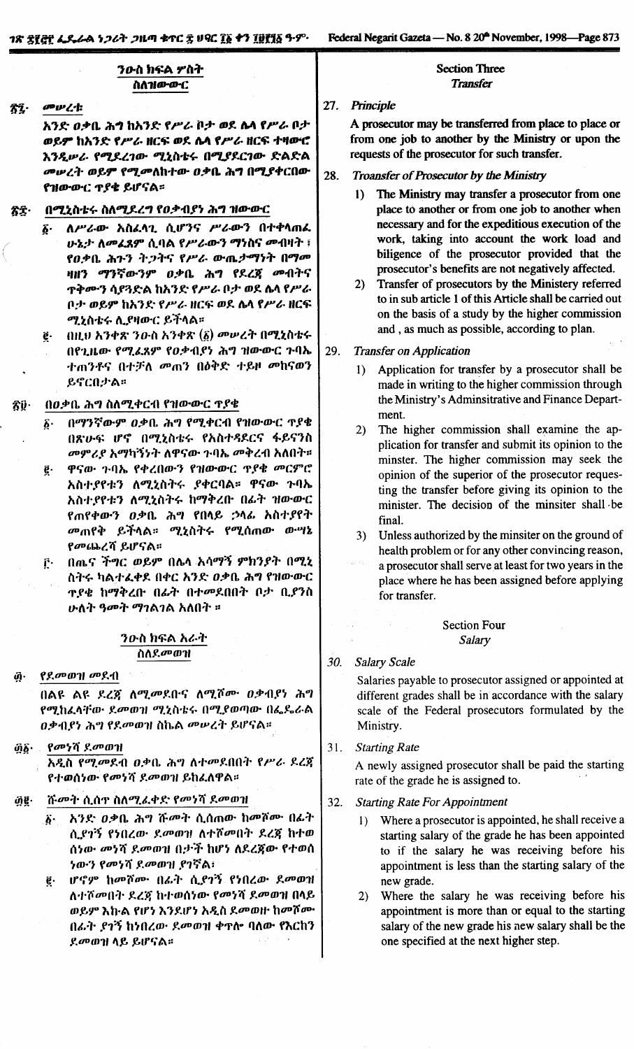## ንዑስ ክፍል ሦስት
## ስለዝውውር

**፳፯· መሠረት**

አንድ ዐቃቤ ሕግ ከአንድ የሥራ ቦታ ወደ ሌላ የሥራ ቦታ ወይም ከአንድ የሥራ ዘርፍ ወደ ሌላ የሥራ ዘርፍ ተዛውሮ እንዲሠራ የሚደረገው ሚኒስቴሩ በሚያደርገው ድልድል መሠረት ወይም የሚመለከተው ዐቃቤ ሕግ በሚያቀርበው የዝውውር ጥያቄ ይሆናል።

**፳፰· በሚኒስቴሩ ስለሚደረግ የዐቃብያነ ሕግ ዝውውር**

፩· ለሥራው አስፈላጊ ሲሆንና ሥራውን በተቀላጠፈ ሁኔታ ለመፈጸም ሲባል የሥራውን ማነስና መብዛት፣ የዐቃቤ ሕጉን ትጋትና የሥራ ውጤታማነት በማመዛዘን ማንኛውንም ዐቃቤ ሕግ የደረጃ መብትና ጥቅሙን ሳያጓድል ከአንድ የሥራ ቦታ ወደ ሌላ የሥራ ቦታ ወይም ከአንድ የሥራ ዘርፍ ወደ ሌላ የሥራ ዘርፍ ሚኒስቴሩ ሊያዛውር ይችላል።

፪· በዚህ አንቀጽ ንዑስ አንቀጽ (፩) መሠረት በሚኒስቴሩ በየጊዜው የሚፈጸም የዐቃብያነ ሕግ ዝውውር ጉባኤ ተጠንቶና በተቻለ መጠን በዕቅድ ተይዞ መከናወን ይኖርበታል።

**፳፱· በዐቃቤ ሕግ ስለሚቀርብ የዝውውር ጥያቄ**

፩· በማንኛውም ዐቃቤ ሕግ የሚቀርብ የዝውውር ጥያቄ በጽሁፍ ሆኖ በሚኒስቴሩ የአስተዳደርና ፋይናንስ መምሪያ አማካኝነት ለዋናው ጉባኤ መቅረብ አለበት።

፪· ዋናው ጉባኤ የቀረበውን የዝውውር ጥያቄ መርምሮ አስተያየቱን ለሚኒስትሩ ያቀርባል። ዋናው ጉባኤ አስተያየቱን ለሚኒስትሩ ከማቅረቡ በፊት ዝውውር የጠየቀውን ዐቃቤ ሕግ የበላይ ኃላፊ አስተያየት መጠየቅ ይችላል። ሚኒስትሩ የሚሰጠው ውሳኔ የመጨረሻ ይሆናል።

፫· በጤና ችግር ወይም በሌላ አሳማኝ ምክንያት በሚኒስትሩ ካልተፈቀደ በቀር አንድ ዐቃቤ ሕግ የዝውውር ጥያቄ ከማቅረቡ በፊት በተመደበበት ቦታ ቢያንስ ሁለት ዓመት ማገልገል አለበት።

## ንዑስ ክፍል አራት
## ስለደመወዝ

**፴· የደመወዝ መደብ**

በልዩ ልዩ ደረጃ ለሚመደቡና ለሚሾሙ ዐቃብያነ ሕግ የሚከፈላቸው ደመወዝ ሚኒስቴሩ በሚያወጣው በፌዴራል ዐቃብያነ ሕግ የደመወዝ ስኬል መሠረት ይሆናል።

**፴፩· የመነሻ ደመወዝ**

አዲስ የሚመደብ ዐቃቤ ሕግ ለተመደበበት የሥራ ደረጃ የተወሰነው የመነሻ ደመወዝ ይከፈለዋል።

**፴፪· ሹመት ሲሰጥ ስለሚፈቀድ የመነሻ ደመወዝ**

፩· አንድ ዐቃቤ ሕግ ሹመት ሲሰጠው ከመሾሙ በፊት ሲያገኝ የነበረው ደመወዝ ለተሾመበት ደረጃ ከተወሰነው መነሻ ደመወዝ በታች ከሆነ ለደረጃው የተወሰነውን የመነሻ ደመወዝ ያገኛል፣

፪· ሆኖም ከመሾሙ በፊት ሲያገኝ የነበረው ደመወዝ ለተሾመበት ደረጃ ከተወሰነው የመነሻ ደመወዝ በላይ ወይም እኩል የሆነ እንደሆነ አዲስ ደመወዙ ከመሾሙ በፊት ያገኝ ከነበረው ደመወዝ ቀጥሎ ባለው የእርከን ደመወዝ ላይ ይሆናል።

## Section Three
## *Transfer*

**27. *Principle***

A prosecutor may be transferred from place to place or from one job to another by the Ministry or upon the requests of the prosecutor for such transfer.

**28. *Troansfer of Prosecutor by the Ministry***

1) The Ministry may transfer a prosecutor from one place to another or from one job to another when necessary and for the expeditious execution of the work, taking into account the work load and biligence of the prosecutor provided that the prosecutor's benefits are not negatively affected.

2) Transfer of prosecutors by the Ministery referred to in sub article 1 of this Article shall be carried out on the basis of a study by the higher commission and, as much as possible, according to plan.

**29. *Transfer on Application***

1) Application for transfer by a prosecutor shall be made in writing to the higher commission through the Ministry's Adminsitrative and Finance Department.

2) The higher commission shall examine the application for transfer and submit its opinion to the minster. The higher commission may seek the opinion of the superior of the prosecutor requesting the transfer before giving its opinion to the minister. The decision of the minsiter shall be final.

3) Unless authorized by the minsiter on the ground of health problem or for any other convincing reason, a prosecutor shall serve at least for two years in the place where he has been assigned before applying for transfer.

## Section Four
## *Salary*

**30. *Salary Scale***

Salaries payable to prosecutor assigned or appointed at different grades shall be in accordance with the salary scale of the Federal prosecutors formulated by the Ministry.

**31. *Starting Rate***

A newly assigned prosecutor shall be paid the starting rate of the grade he is assigned to.

**32. *Starting Rate For Appointment***

1) Where a prosecutor is appointed, he shall receive a starting salary of the grade he has been appointed to if the salary he was receiving before his appointment is less than the starting salary of the new grade.

2) Where the salary he was receiving before his appointment is more than or equal to the starting salary of the new grade his new salary shall be the one specified at the next higher step.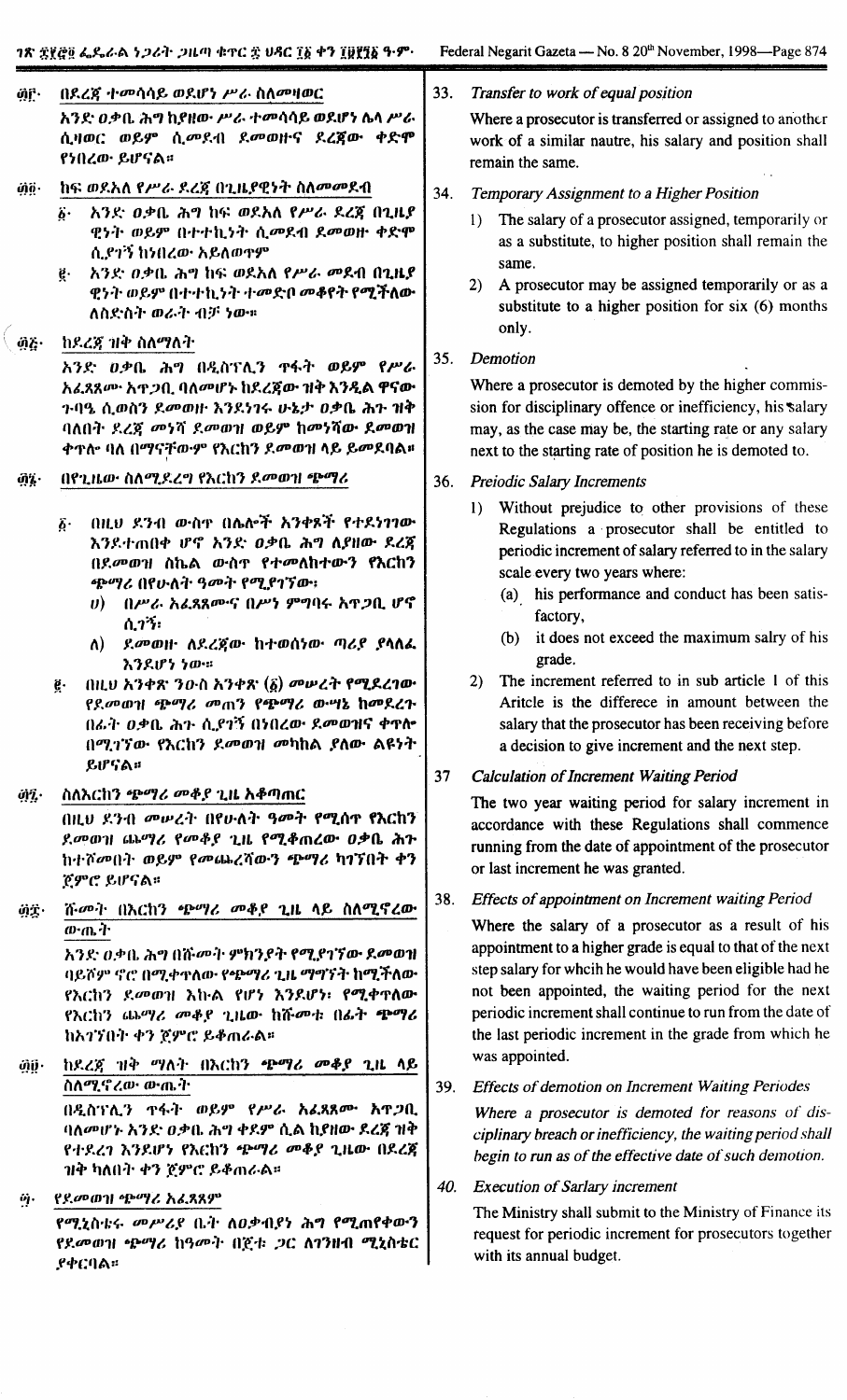፴፫· በደረጃ ተመሳሳይ ወደሆነ ሥራ ስለመዛወር

አንድ ዐቃቤ ሕግ ከያዘው ሥራ ተመሳሳይ ወደሆነ ሌላ ሥራ ሲዛወር ወይም ሲመደብ ደመወዙና ደረጃው ቀድሞ የነበረው ይሆናል።

፴፬· ከፍ ወዳለ የሥራ ደረጃ በጊዜያዊነት ስለመመደብ

፩· አንድ ዐቃቤ ሕግ ከፍ ወዳለ የሥራ ደረጃ በጊዜያዊነት ወይም በተተኪነት ሲመደብ ደመወዙ ቀድሞ ሲያገኝ ከነበረው አይለወጥም

፪· አንድ ዐቃቤ ሕግ ከፍ ወዳለ የሥራ መደብ በጊዜያዊነት ወይም በተተኪነት ተመድቦ መቆየት የሚችለው ለስድስት ወራት ብቻ ነው።

፴፭· ከደረጃ ዝቅ ስለማለት

አንድ ዐቃቤ ሕግ በዲስፕሊን ጥፋት ወይም የሥራ አፈጻጸሙ አጥጋቢ ባለመሆኑ ከደረጃው ዝቅ እንዲል ዋናው ጉባዔ ሲወስን ደመወዙ እንደነገሩ ሁኔታ ዐቃቤ ሕጉ ዝቅ ባለበት ደረጃ መነሻ ደመወዝ ወይም ከመነሻው ደመወዝ ቀጥሎ ባለ በማናቸውም የእርከን ደመወዝ ላይ ይመደባል።

፴፮· በየጊዜው ስለሚደረግ የእርከን ደመወዝ ጭማሪ

፩· በዚህ ደንብ ውስጥ በሌሎች አንቀጾች የተደነገገው እንደተጠበቀ ሆኖ አንድ ዐቃቤ ሕግ ለያዘው ደረጃ በደመወዝ ስኬል ውስጥ የተመለከተውን የእርከን ጭማሪ በየሁለት ዓመት የሚያገኘው፡

ሀ) በሥራ አፈጻጸሙና በሥነ ምግባሩ አጥጋቢ ሆኖ ሲገኝ፡

ለ) ደመወዙ ለደረጃው ከተወሰነው ጣሪያ ያላለፈ እንደሆነ ነው።

፪· በዚህ አንቀጽ ንዑስ አንቀጽ (፩) መሠረት የሚደረገው የደመወዝ ጭማሪ መጠን የጭማሪ ውሳኔ ከመደረጉ በፊት ዐቃቤ ሕጉ ሲያገኝ በነበረው ደመወዝና ቀጥሎ በሚገኘው የእርከን ደመወዝ መካከል ያለው ልዩነት ይሆናል።

፴፯· ስለእርከን ጭማሪ መቆያ ጊዜ አቆጣጠር

በዚህ ደንብ መሠረት በየሁለት ዓመቱ የሚሰጥ የእርከን ደመወዝ ጨማሪ የመቆያ ጊዜ የሚቆጠረው ዐቃቤ ሕጉ ከተሾመበት ወይም የመጨረሻውን ጭማሪ ካገኘበት ቀን ጀምሮ ይሆናል።

፴፰· ሹመት በእርከን ጭማሪ መቆያ ጊዜ ላይ ስለሚኖረው ውጤት

አንድ ዐቃቤ ሕግ በሹመት ምክንያት የሚያገኘው ደመወዝ ባይሾም ኖሮ በሚቀጥለው የጭማሪ ጊዜ ማግኘት ከሚችለው የእርከን ደመወዝ እኩል የሆነ እንደሆነ፥ የሚቀጥለው የእርከን ጨማሪ መቆያ ጊዜው ከሹመቱ በፊት ጭማሪ ከአገኘበት ቀን ጀምሮ ይቆጠራል።

፴፱· ከደረጃ ዝቅ ማለት በእርከን ጭማሪ መቆያ ጊዜ ላይ ስለሚኖረው ውጤት

በዲስፕሊን ጥፋት ወይም የሥራ አፈጻጸሙ አጥጋቢ ባለመሆኑ አንድ ዐቃቤ ሕግ ቀድሞ ሲል ከያዘው ደረጃ ዝቅ የተደረገ እንደሆነ የእርከን ጭማሪ መቆያ ጊዜው በደረጃ ዝቅ ካለበት ቀን ጀምሮ ይቆጠራል።

፵· የደመወዝ ጭማሪ አፈጻጸም

የሚኒስቴሩ መሥሪያ ቤት ለዐቃብያነ ሕግ የሚጠየቀውን የደመወዝ ጭማሪ ከዓመት በጀቱ ጋር ለገንዘብ ሚኒስቴር ያቀርባል።

33. *Transfer to work of equal position*

Where a prosecutor is transferred or assigned to another work of a similar nautre, his salary and position shall remain the same.

34. *Temporary Assignment to a Higher Position*

1) The salary of a prosecutor assigned, temporarily or as a substitute, to higher position shall remain the same.

2) A prosecutor may be assigned temporarily or as a substitute to a higher position for six (6) months only.

35. *Demotion*

Where a prosecutor is demoted by the higher commission for disciplinary offence or inefficiency, his salary may, as the case may be, the starting rate or any salary next to the starting rate of position he is demoted to.

36. *Preiodic Salary Increments*

1) Without prejudice to other provisions of these Regulations a prosecutor shall be entitled to periodic increment of salary referred to in the salary scale every two years where:

(a) his performance and conduct has been satisfactory,

(b) it does not exceed the maximum salry of his grade.

2) The increment referred to in sub article 1 of this Aritcle is the differece in amount between the salary that the prosecutor has been receiving before a decision to give increment and the next step.

37 *Calculation of Increment Waiting Period*

The two year waiting period for salary increment in accordance with these Regulations shall commence running from the date of appointment of the prosecutor or last increment he was granted.

38. *Effects of appointment on Increment waiting Period*

Where the salary of a prosecutor as a result of his appointment to a higher grade is equal to that of the next step salary for whcih he would have been eligible had he not been appointed, the waiting period for the next periodic increment shall continue to run from the date of the last periodic increment in the grade from which he was appointed.

39. *Effects of demotion on Increment Waiting Periodes*

*Where a prosecutor is demoted for reasons of disciplinary breach or inefficiency, the waiting period shall begin to run as of the effective date of such demotion.*

40. *Execution of Sarlary increment*

The Ministry shall submit to the Ministry of Finance its request for periodic increment for prosecutors together with its annual budget.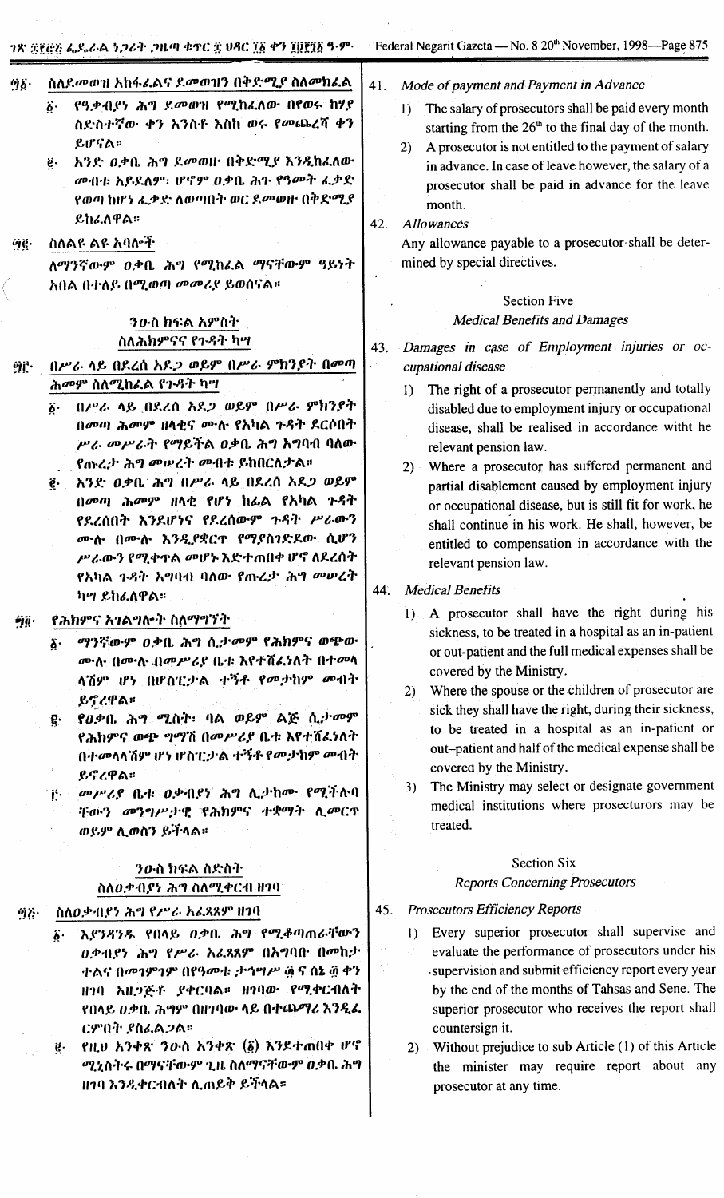፵፩· ስለደመወዝ አከፋፈልና ደመወዝን በቅድሚያ ስለመክፈል

፩· የዓቃብያነ ሕግ ደመወዝ የሚከፈለው በየወሩ ከሃያ ስድስተኛው ቀን አንስቶ እስከ ወሩ የመጨረሻ ቀን ይሆናል።

፪· አንድ ዐቃቤ ሕግ ደመወዙ በቅድሚያ እንዲከፈለው መብት አይደለም፤ ሆኖም ዐቃቤ ሕጉ የዓመት ፈቃድ የወጣ ከሆነ ፈቃድ ለወጣበት ወር ደመወዙ በቅድሚያ ይከፈለዋል።

፵፪· ስለልዩ ልዩ አበሎች

ለማንኛውም ዐቃቤ ሕግ የሚከፈል ማናቸውም ዓይነት አበል በተለይ በሚወጣ መመሪያ ይወሰናል።

ንዑስ ክፍል አምስት
ስለሕክምናና የጉዳት ካሣ

፵፫· በሥራ ላይ በደረሰ አደጋ ወይም በሥራ ምክንያት በመጣ ሕመም ስለሚከፈል የጉዳት ካሣ

፩· በሥራ ላይ በደረሰ አደጋ ወይም በሥራ ምክንያት በመጣ ሕመም ዘላቂና ሙሉ የአካል ጉዳት ደርሶበት ሥራ መሥራት የማይችል ዐቃቤ ሕግ አግባብ ባለው የጡረታ ሕግ መሠረት መብቱ ይከበርለታል።

፪· አንድ ዐቃቤ ሕግ በሥራ ላይ በደረሰ አደጋ ወይም በመጣ ሕመም ዘላቂ የሆነ ከፊል የአካል ጉዳት የደረሰበት እንደሆነና የደረሰበትም ጉዳት ሥራውን ሙሉ በሙሉ እንዲያቋርጥ የማያስገድደው ሲሆን ሥራውን የሚቀጥል መሆኑ እንደተጠበቀ ሆኖ ለደረሰበት የአካል ጉዳት አግባብ ባለው የጡረታ ሕግ መሠረት ካሣ ይከፈለዋል።

፵፬· የሕክምና አገልግሎት ስለማግኘት

፩· ማንኛውም ዐቃቤ ሕግ ሲታመም የሕክምና ወጭው ሙሉ በሙሉ በመሥሪያ ቤቱ እየተሸፈነለት በተመላላሽም ሆነ በሆስፒታል ተኝቶ የመታከም መብት ይኖረዋል።

፪· የዐቃቤ ሕግ ሚስት፣ ባል ወይም ልጅ ሲታመም የሕክምና ወጭ ግማሽ በመሥሪያ ቤቱ እየተሸፈነለት በተመላላሽም ሆነ ሆስፒታል ተኝቶ የመታከም መብት ይኖረዋል።

፫· መሥሪያ ቤቱ ዐቃብያነ ሕግ ሊታከሙ የሚችሉባቸውን መንግሥታዊ የሕክምና ተቋማት ሊመርጥ ወይም ሊወስን ይችላል።

ንዑስ ክፍል ስድስት
ስለዐቃብያነ ሕግ ስለሚቀርብ ዘገባ

፵፭· ስለዐቃብያነ ሕግ የሥራ አፈጻጸም ዘገባ

፩· እያንዳንዱ የበላይ ዐቃቤ ሕግ የሚቆጣጠራቸውን ዐቃብያነ ሕግ የሥራ አፈጻጸም በአግባቡ በመከታተልና በመገምገም በየዓመቱ ታኅሣሥ ፴ና ሰኔ ፴ ቀን ዘገባ አዘጋጅቶ ያቀርባል። ዘገባው የሚቀርብለት የበላይ ዐቃቤ ሕግም በዘገባው ላይ በተጨማሪ እንዲፈርምበት ያስፈልጋል።

፪· የዚህ አንቀጽ ንዑስ አንቀጽ (፩) እንደተጠበቀ ሆኖ ሚኒስትሩ በማናቸውም ጊዜ ስለማናቸውም ዐቃቤ ሕግ ዘገባ እንዲቀርብለት ሊጠይቅ ይችላል።

41. *Mode of payment and Payment in Advance*

1) The salary of prosecutors shall be paid every month starting from the 26th to the final day of the month.
2) A prosecutor is not entitled to the payment of salary in advance. In case of leave however, the salary of a prosecutor shall be paid in advance for the leave month.

42. *Allowances*

Any allowance payable to a prosecutor shall be determined by special directives.

Section Five
*Medical Benefits and Damages*

43. *Damages in case of Employment injuries or occupational disease*

1) The right of a prosecutor permanently and totally disabled due to employment injury or occupational disease, shall be realised in accordance witht he relevant pension law.
2) Where a prosecutor has suffered permanent and partial disablement caused by employment injury or occupational disease, but is still fit for work, he shall continue in his work. He shall, however, be entitled to compensation in accordance with the relevant pension law.

44. *Medical Benefits*

1) A prosecutor shall have the right during his sickness, to be treated in a hospital as an in-patient or out-patient and the full medical expenses shall be covered by the Ministry.
2) Where the spouse or the children of prosecutor are sick they shall have the right, during their sickness, to be treated in a hospital as an in-patient or out–patient and half of the medical expense shall be covered by the Ministry.
3) The Ministry may select or designate government medical institutions where prosecurors may be treated.

Section Six
*Reports Concerning Prosecutors*

45. *Prosecutors Efficiency Reports*

1) Every superior prosecutor shall supervise and evaluate the performance of prosecutors under his supervision and submit efficiency report every year by the end of the months of Tahsas and Sene. The superior prosecutor who receives the report shall countersign it.
2) Without prejudice to sub Article (1) of this Article the minister may require report about any prosecutor at any time.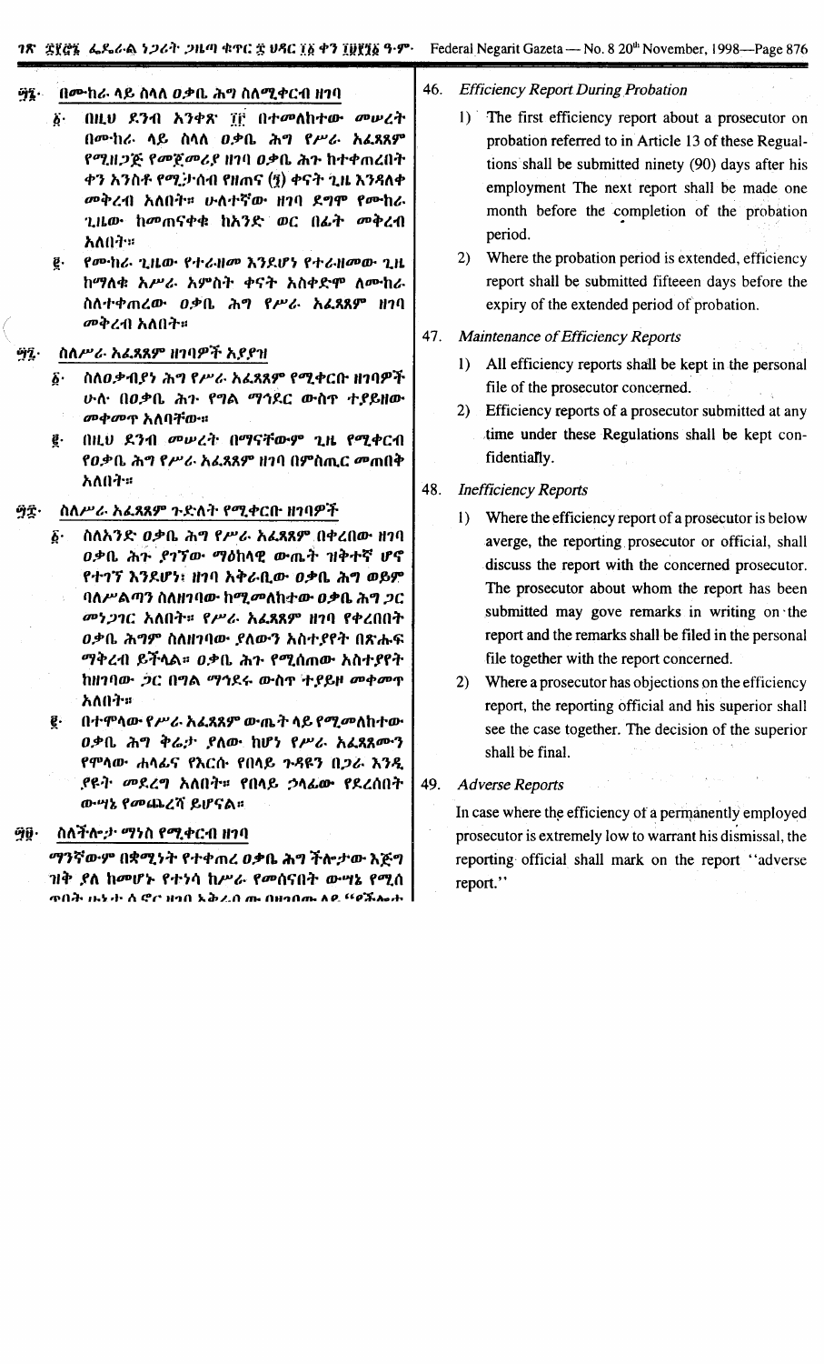፵፮· በሙከራ ላይ ስላለ ዐቃቤ ሕግ ስለሚቀርብ ዘገባ

፩· በዚህ ደንብ አንቀጽ ፲፫ በተመለከተው መሠረት በሙከራ ላይ ስላለ ዐቃቤ ሕግ የሥራ አፈጻጸም የሚዘጋጅ የመጀመሪያ ዘገባ ዐቃቤ ሕጉ ከተቀጠረበት ቀን አንስቶ የሚታሰብ የዘጠና (፺) ቀናት ጊዜ እንዳለቀ መቅረብ አለበት። ሁለተኛው ዘገባ ደግሞ የሙከራ ጊዜው ከመጠናቀቁ ከአንድ ወር በፊት መቅረብ አለበት።

፪· የሙከራ ጊዜው የተራዘመ እንደሆነ የተራዘመው ጊዜ ከማለቁ አሥራ አምስት ቀናት አስቀድሞ ለሙከራ ስለተቀጠረው ዐቃቤ ሕግ የሥራ አፈጻጸም ዘገባ መቅረብ አለበት።

፵፯· ስለሥራ አፈጻጸም ዘገባዎች አያያዝ

፩· ስለዐቃብያነ ሕግ የሥራ አፈጻጸም የሚቀርቡ ዘገባዎች ሁሉ በዐቃቤ ሕጉ የግል ማኅደር ውስጥ ተያይዘው መቀመጥ አለባቸው።

፪· በዚህ ደንብ መሠረት በማናቸውም ጊዜ የሚቀርብ የዐቃቤ ሕግ የሥራ አፈጻጸም ዘገባ በምስጢር መጠበቅ አለበት።

፵፰· ስለሥራ አፈጻጸም ጉድለት የሚቀርቡ ዘገባዎች

፩· ስለአንድ ዐቃቤ ሕግ የሥራ አፈጻጸም በቀረበው ዘገባ ዐቃቤ ሕጉ ያገኘው ማዕከላዊ ውጤት ዝቅተኛ ሆኖ የተገኘ እንደሆነ፣ ዘገባ አቅራቢው ዐቃቤ ሕግ ወይም ባለሥልጣን ስለዘገባው ከሚመለከተው ዐቃቤ ሕግ ጋር መነጋገር አለበት። የሥራ አፈጻጸም ዘገባ የቀረበበት ዐቃቤ ሕግም ስለዘገባው ያለውን አስተያየት በጽሑፍ ማቅረብ ይችላል። ዐቃቤ ሕጉ የሚሰጠው አስተያየት ከዘገባው ጋር በግል ማኅደሩ ውስጥ ተያይዞ መቀመጥ አለበት።

፪· በተሞላው የሥራ አፈጻጸም ውጤት ላይ የሚመለከተው ዐቃቤ ሕግ ቅሬታ ያለው ከሆነ የሥራ አፈጻጸሙን የሞላው ሐላፊና የእርሱ የበላይ ጉዳዩን በጋራ እንዲያዩት መደረግ አለበት። የበላይ ኃላፊው የደረሰበት ውሳኔ የመጨረሻ ይሆናል።

፵፱· ስለችሎታ ማነስ የሚቀርብ ዘገባ

ማንኛውም በቋሚነት የተቀጠረ ዐቃቤ ሕግ ችሎታው እጅግ ዝቅ ያለ ከመሆኑ የተነሳ ከሥራ የመሰናበት ውሳኔ የሚሰጥበት ሲሆን ዘገባ አቅራቢው በዘገባው ላይ "የችሎታ

46. *Efficiency Report During Probation*

1) The first efficiency report about a prosecutor on probation referred to in Article 13 of these Regualtions shall be submitted ninety (90) days after his employment The next report shall be made one month before the completion of the probation period.

2) Where the probation period is extended, efficiency report shall be submitted fifteeen days before the expiry of the extended period of probation.

47. *Maintenance of Efficiency Reports*

1) All efficiency reports shall be kept in the personal file of the prosecutor concerned.

2) Efficiency reports of a prosecutor submitted at any time under these Regulations shall be kept confidentially.

48. *Inefficiency Reports*

1) Where the efficiency report of a prosecutor is below averge, the reporting prosecutor or official, shall discuss the report with the concerned prosecutor. The prosecutor about whom the report has been submitted may gove remarks in writing on the report and the remarks shall be filed in the personal file together with the report concerned.

2) Where a prosecutor has objections on the efficiency report, the reporting official and his superior shall see the case together. The decision of the superior shall be final.

49. *Adverse Reports*

In case where the efficiency of a permanently employed prosecutor is extremely low to warrant his dismissal, the reporting official shall mark on the report "adverse report."